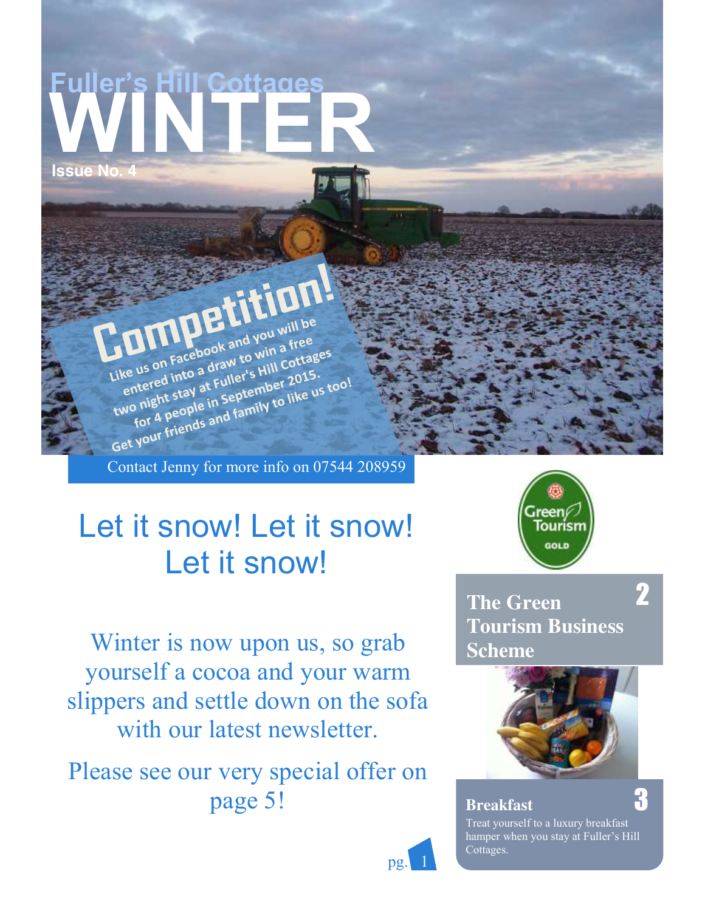# Fuller's Hill Cottages WINTER

Issue No. 4

## Competition!

Like us on Facebook and you will be entered into a draw to win a free two night stay at Fuller's Hill Cottages for 4 people in September 2015. Get your friends and family to like us too!

Contact Jenny for more info on 07544 208959

## Let it snow! Let it snow! Let it snow!

Winter is now upon us, so grab yourself a cocoa and your warm slippers and settle down on the sofa with our latest newsletter.

Please see our very special offer on page 5!

Green Tourism GOLD

**The Green Tourism Business Scheme** 2

**Breakfast** 3

Treat yourself to a luxury breakfast hamper when you stay at Fuller's Hill Cottages.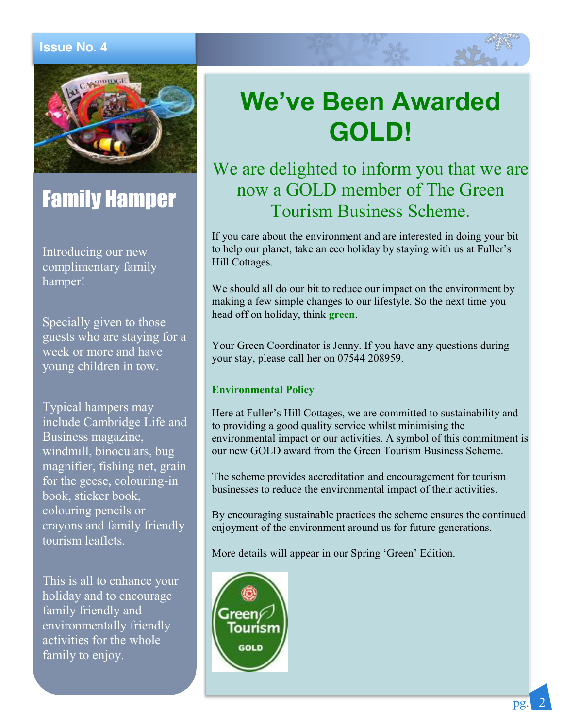# Family Hamper

Introducing our new complimentary family hamper!

Specially given to those guests who are staying for a week or more and have young children in tow.

Typical hampers may include Cambridge Life and Business magazine, windmill, binoculars, bug magnifier, fishing net, grain for the geese, colouring-in book, sticker book, colouring pencils or crayons and family friendly tourism leaflets.

This is all to enhance your holiday and to encourage family friendly and environmentally friendly activities for the whole family to enjoy.

# We've Been Awarded GOLD!

## We are delighted to inform you that we are now a GOLD member of The Green Tourism Business Scheme.

If you care about the environment and are interested in doing your bit to help our planet, take an eco holiday by staying with us at Fuller's Hill Cottages.

We should all do our bit to reduce our impact on the environment by making a few simple changes to our lifestyle. So the next time you head off on holiday, think **green**.

Your Green Coordinator is Jenny. If you have any questions during your stay, please call her on 07544 208959.

**Environmental Policy**

Here at Fuller's Hill Cottages, we are committed to sustainability and to providing a good quality service whilst minimising the environmental impact or our activities. A symbol of this commitment is our new GOLD award from the Green Tourism Business Scheme.

The scheme provides accreditation and encouragement for tourism businesses to reduce the environmental impact of their activities.

By encouraging sustainable practices the scheme ensures the continued enjoyment of the environment around us for future generations.

More details will appear in our Spring 'Green' Edition.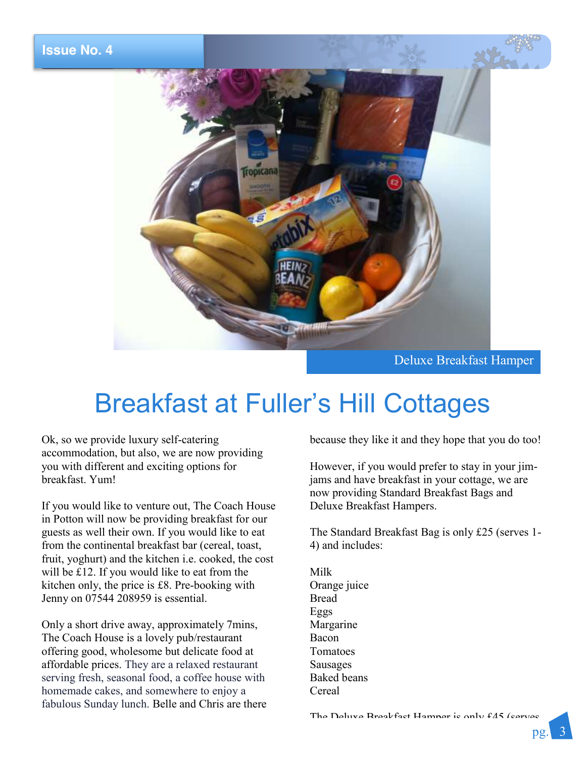Deluxe Breakfast Hamper

# Breakfast at Fuller's Hill Cottages

Ok, so we provide luxury self-catering accommodation, but also, we are now providing you with different and exciting options for breakfast. Yum!

If you would like to venture out, The Coach House in Potton will now be providing breakfast for our guests as well their own. If you would like to eat from the continental breakfast bar (cereal, toast, fruit, yoghurt) and the kitchen i.e. cooked, the cost will be £12. If you would like to eat from the kitchen only, the price is £8. Pre-booking with Jenny on 07544 208959 is essential.

Only a short drive away, approximately 7mins, The Coach House is a lovely pub/restaurant offering good, wholesome but delicate food at affordable prices. They are a relaxed restaurant serving fresh, seasonal food, a coffee house with homemade cakes, and somewhere to enjoy a fabulous Sunday lunch. Belle and Chris are there because they like it and they hope that you do too!

However, if you would prefer to stay in your jim-jams and have breakfast in your cottage, we are now providing Standard Breakfast Bags and Deluxe Breakfast Hampers.

The Standard Breakfast Bag is only £25 (serves 1-4) and includes:

Milk
Orange juice
Bread
Eggs
Margarine
Bacon
Tomatoes
Sausages
Baked beans
Cereal

The Deluxe Breakfast Hamper is only £45 (serves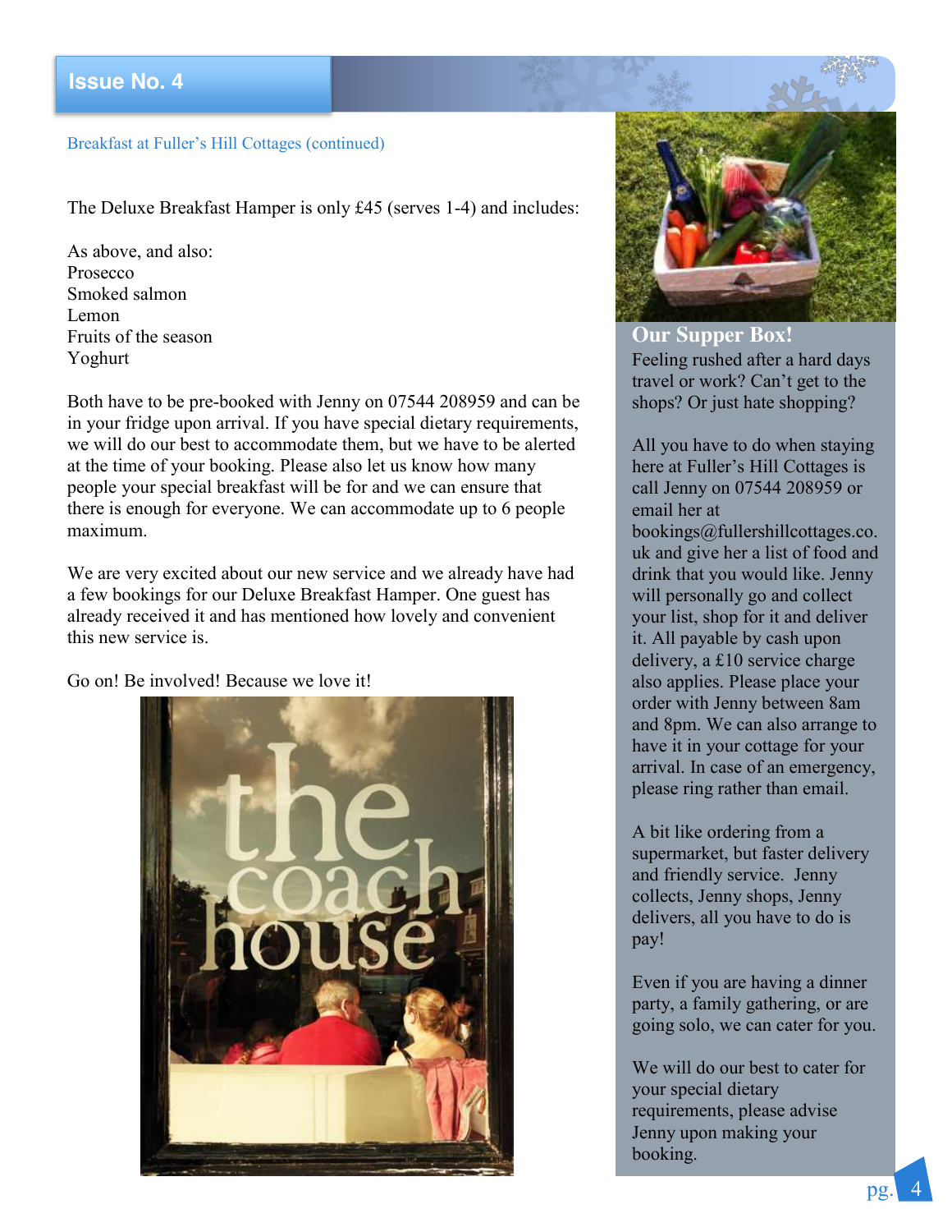Breakfast at Fuller's Hill Cottages (continued)

The Deluxe Breakfast Hamper is only £45 (serves 1-4) and includes:

As above, and also:
Prosecco
Smoked salmon
Lemon
Fruits of the season
Yoghurt

Both have to be pre-booked with Jenny on 07544 208959 and can be in your fridge upon arrival. If you have special dietary requirements, we will do our best to accommodate them, but we have to be alerted at the time of your booking. Please also let us know how many people your special breakfast will be for and we can ensure that there is enough for everyone. We can accommodate up to 6 people maximum.

We are very excited about our new service and we already have had a few bookings for our Deluxe Breakfast Hamper. One guest has already received it and has mentioned how lovely and convenient this new service is.

Go on! Be involved! Because we love it!

## Our Supper Box!

Feeling rushed after a hard days travel or work? Can't get to the shops? Or just hate shopping?

All you have to do when staying here at Fuller's Hill Cottages is call Jenny on 07544 208959 or email her at bookings@fullershillcottages.co.uk and give her a list of food and drink that you would like. Jenny will personally go and collect your list, shop for it and deliver it. All payable by cash upon delivery, a £10 service charge also applies. Please place your order with Jenny between 8am and 8pm. We can also arrange to have it in your cottage for your arrival. In case of an emergency, please ring rather than email.

A bit like ordering from a supermarket, but faster delivery and friendly service. Jenny collects, Jenny shops, Jenny delivers, all you have to do is pay!

Even if you are having a dinner party, a family gathering, or are going solo, we can cater for you.

We will do our best to cater for your special dietary requirements, please advise Jenny upon making your booking.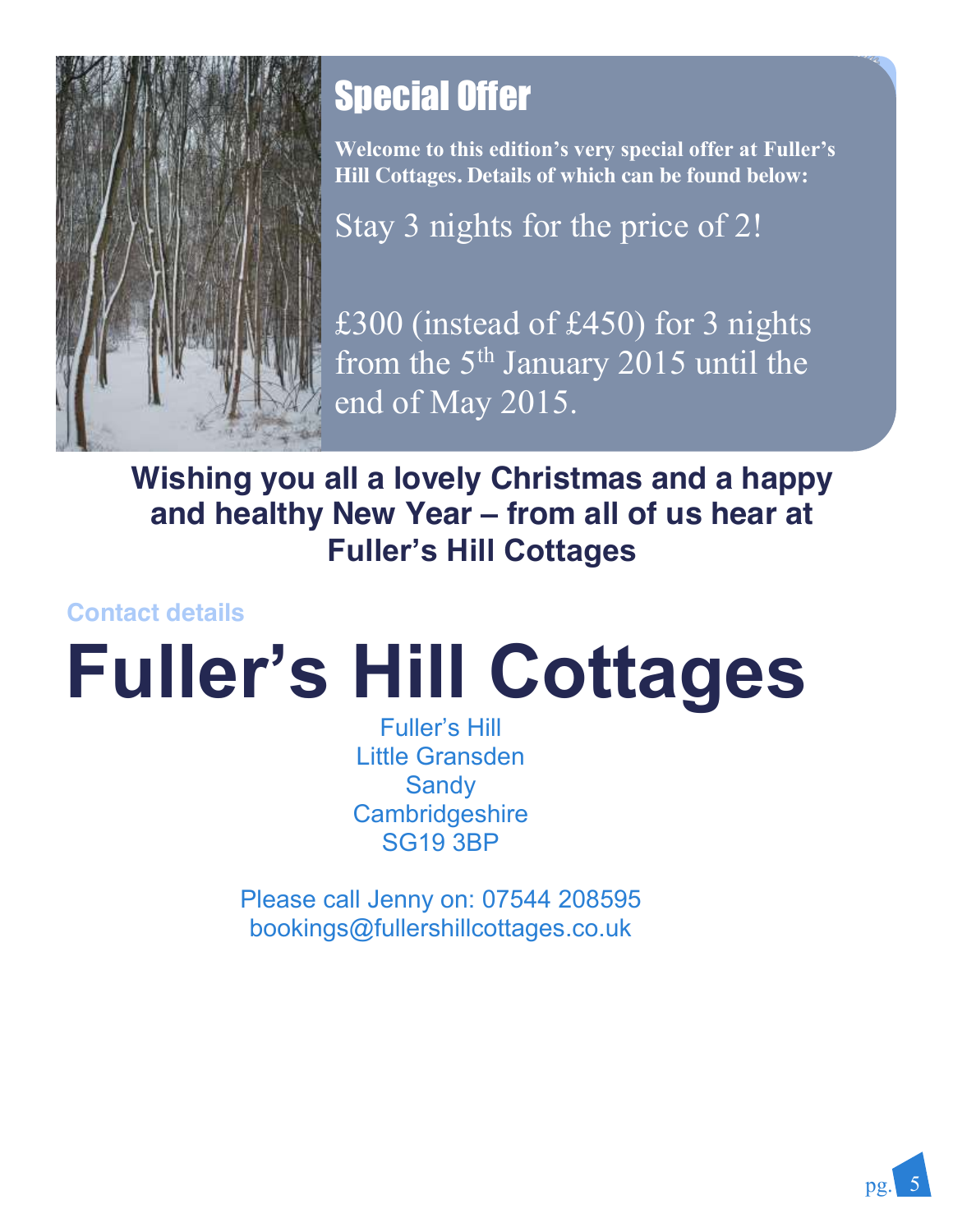## Special Offer

**Welcome to this edition's very special offer at Fuller's Hill Cottages. Details of which can be found below:**

Stay 3 nights for the price of 2!

£300 (instead of £450) for 3 nights from the 5th January 2015 until the end of May 2015.

**Wishing you all a lovely Christmas and a happy and healthy New Year – from all of us hear at Fuller's Hill Cottages**

**Contact details**

# Fuller's Hill Cottages

Fuller's Hill
Little Gransden
Sandy
Cambridgeshire
SG19 3BP

Please call Jenny on: 07544 208595
bookings@fullershillcottages.co.uk